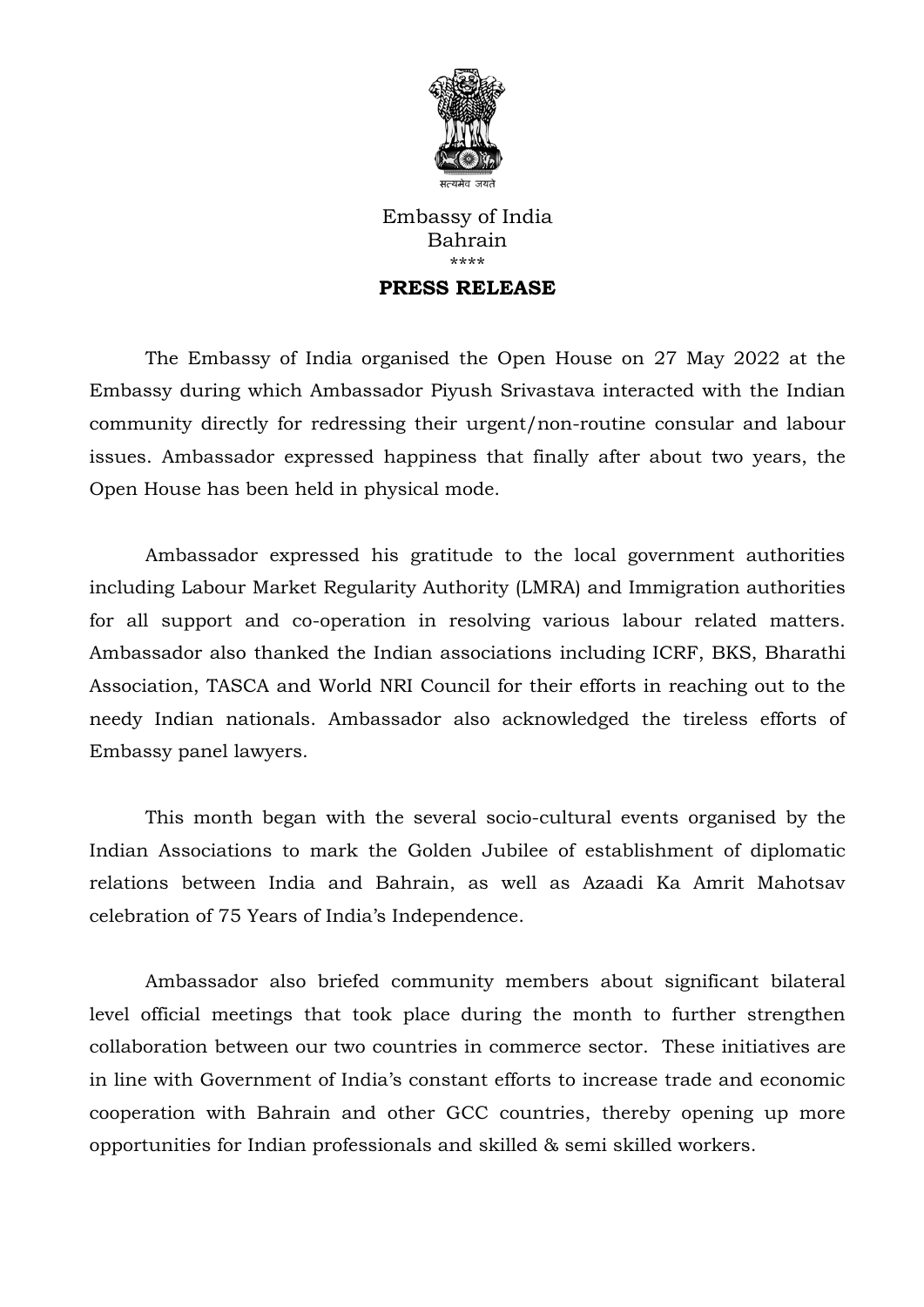सत्यमेव जयते

Embassy of India
Bahrain
****

**PRESS RELEASE**

The Embassy of India organised the Open House on 27 May 2022 at the Embassy during which Ambassador Piyush Srivastava interacted with the Indian community directly for redressing their urgent/non-routine consular and labour issues. Ambassador expressed happiness that finally after about two years, the Open House has been held in physical mode.

Ambassador expressed his gratitude to the local government authorities including Labour Market Regularity Authority (LMRA) and Immigration authorities for all support and co-operation in resolving various labour related matters. Ambassador also thanked the Indian associations including ICRF, BKS, Bharathi Association, TASCA and World NRI Council for their efforts in reaching out to the needy Indian nationals. Ambassador also acknowledged the tireless efforts of Embassy panel lawyers.

This month began with the several socio-cultural events organised by the Indian Associations to mark the Golden Jubilee of establishment of diplomatic relations between India and Bahrain, as well as Azaadi Ka Amrit Mahotsav celebration of 75 Years of India's Independence.

Ambassador also briefed community members about significant bilateral level official meetings that took place during the month to further strengthen collaboration between our two countries in commerce sector. These initiatives are in line with Government of India's constant efforts to increase trade and economic cooperation with Bahrain and other GCC countries, thereby opening up more opportunities for Indian professionals and skilled & semi skilled workers.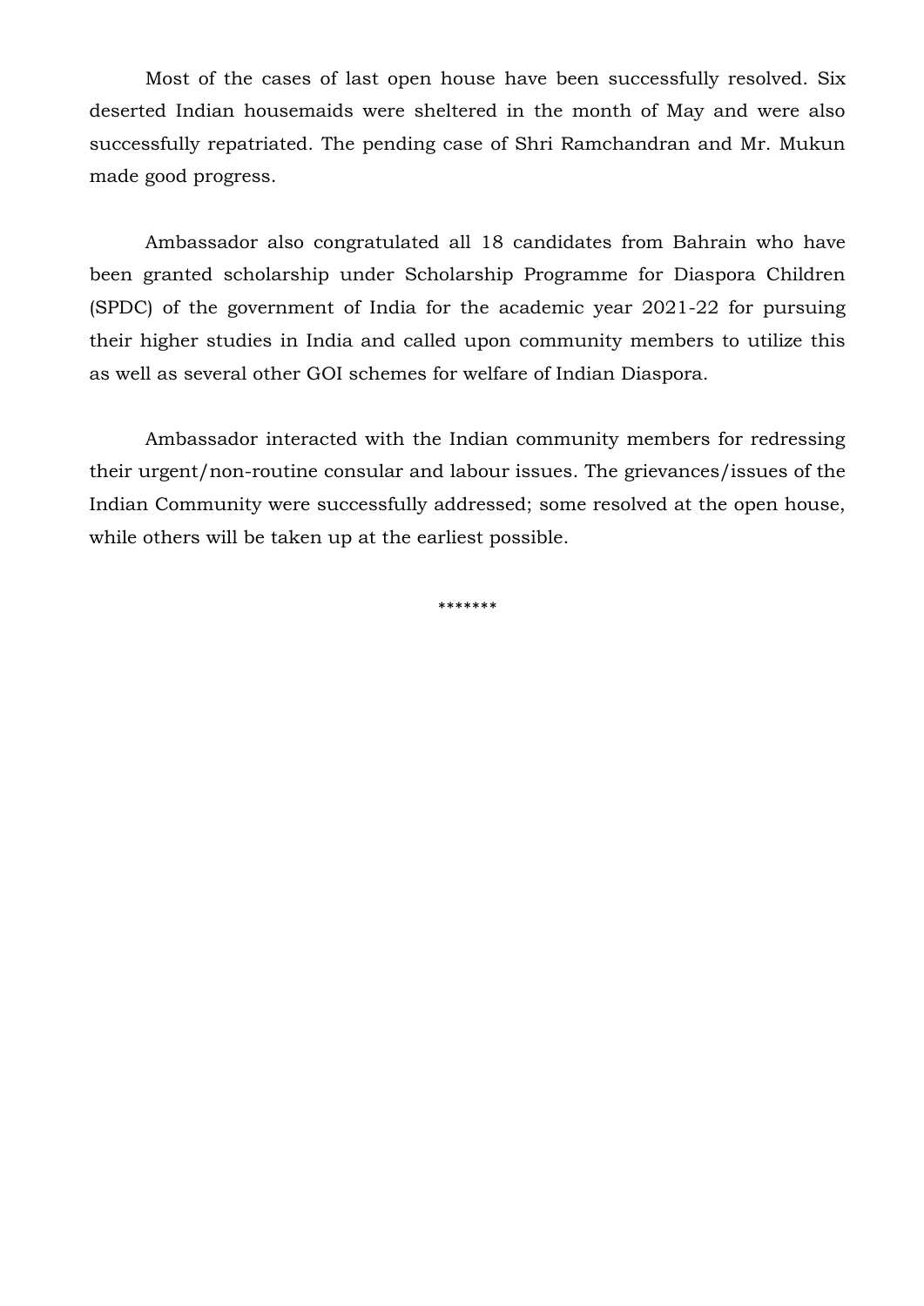Most of the cases of last open house have been successfully resolved. Six deserted Indian housemaids were sheltered in the month of May and were also successfully repatriated. The pending case of Shri Ramchandran and Mr. Mukun made good progress.

Ambassador also congratulated all 18 candidates from Bahrain who have been granted scholarship under Scholarship Programme for Diaspora Children (SPDC) of the government of India for the academic year 2021-22 for pursuing their higher studies in India and called upon community members to utilize this as well as several other GOI schemes for welfare of Indian Diaspora.

Ambassador interacted with the Indian community members for redressing their urgent/non-routine consular and labour issues. The grievances/issues of the Indian Community were successfully addressed; some resolved at the open house, while others will be taken up at the earliest possible.

*******